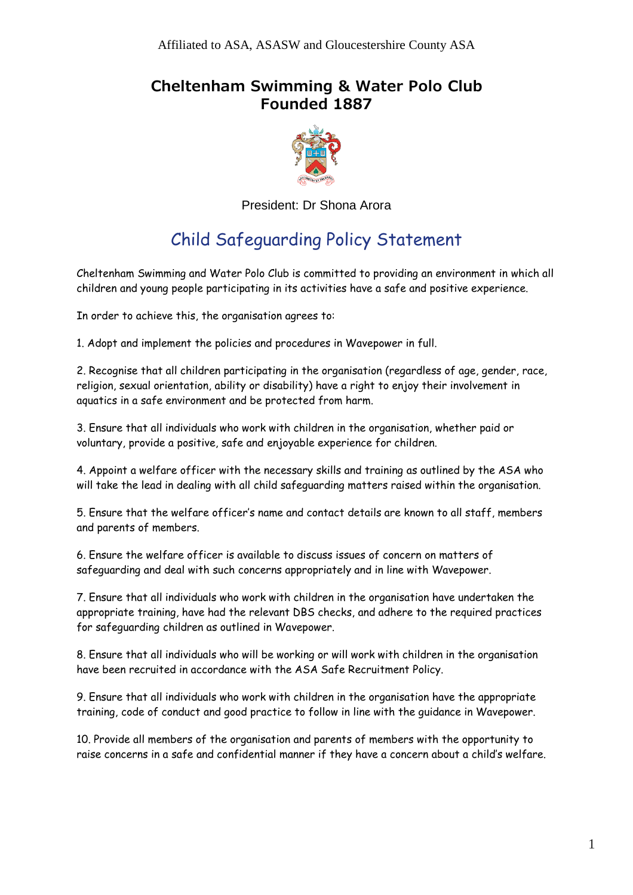Affiliated to ASA, ASASW and Gloucestershire County ASA

# Cheltenham Swimming & Water Polo Club
# Founded 1887

President: Dr Shona Arora

## Child Safeguarding Policy Statement

Cheltenham Swimming and Water Polo Club is committed to providing an environment in which all children and young people participating in its activities have a safe and positive experience.

In order to achieve this, the organisation agrees to:

1. Adopt and implement the policies and procedures in Wavepower in full.

2. Recognise that all children participating in the organisation (regardless of age, gender, race, religion, sexual orientation, ability or disability) have a right to enjoy their involvement in aquatics in a safe environment and be protected from harm.

3. Ensure that all individuals who work with children in the organisation, whether paid or voluntary, provide a positive, safe and enjoyable experience for children.

4. Appoint a welfare officer with the necessary skills and training as outlined by the ASA who will take the lead in dealing with all child safeguarding matters raised within the organisation.

5. Ensure that the welfare officer's name and contact details are known to all staff, members and parents of members.

6. Ensure the welfare officer is available to discuss issues of concern on matters of safeguarding and deal with such concerns appropriately and in line with Wavepower.

7. Ensure that all individuals who work with children in the organisation have undertaken the appropriate training, have had the relevant DBS checks, and adhere to the required practices for safeguarding children as outlined in Wavepower.

8. Ensure that all individuals who will be working or will work with children in the organisation have been recruited in accordance with the ASA Safe Recruitment Policy.

9. Ensure that all individuals who work with children in the organisation have the appropriate training, code of conduct and good practice to follow in line with the guidance in Wavepower.

10. Provide all members of the organisation and parents of members with the opportunity to raise concerns in a safe and confidential manner if they have a concern about a child's welfare.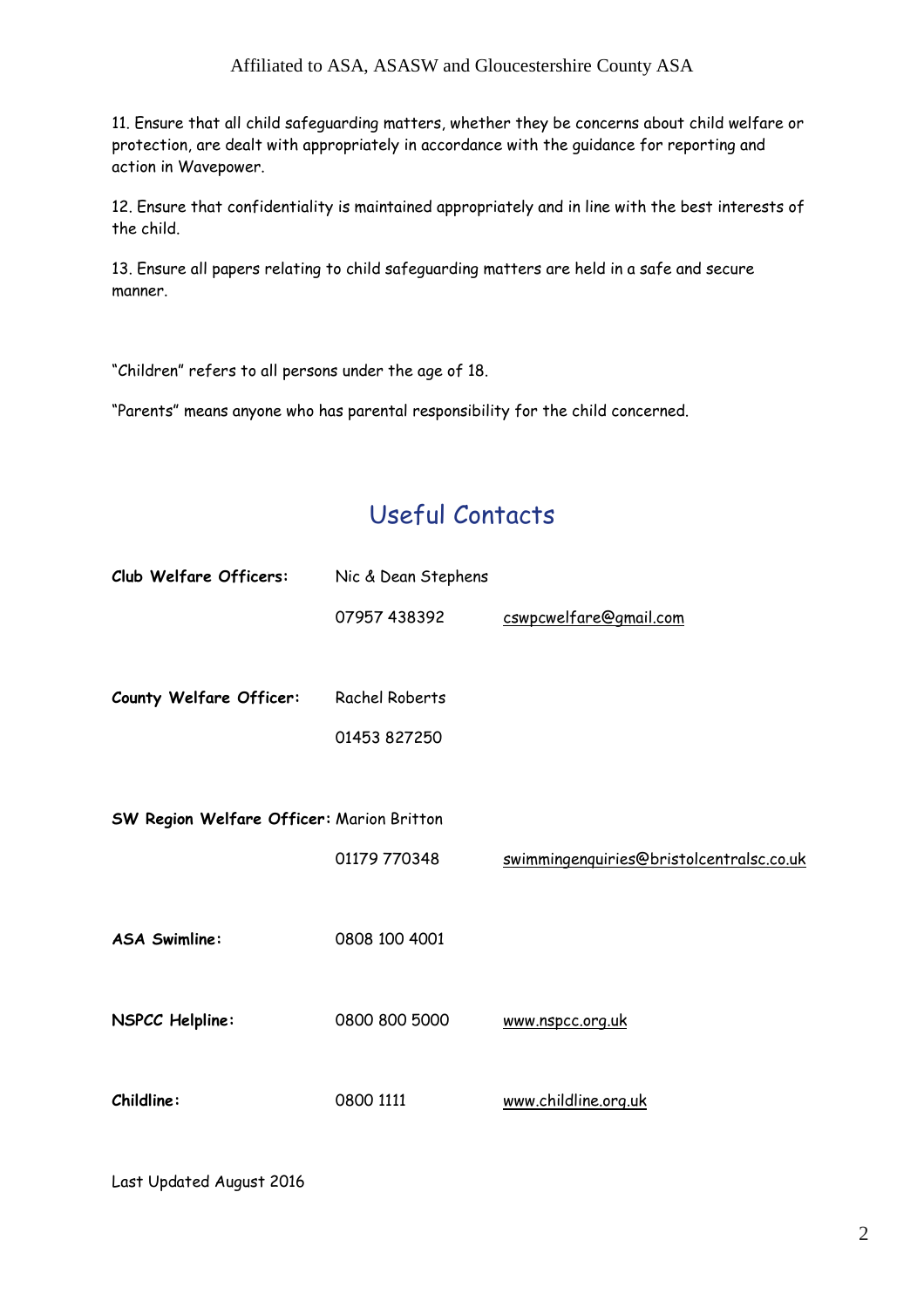11. Ensure that all child safeguarding matters, whether they be concerns about child welfare or protection, are dealt with appropriately in accordance with the guidance for reporting and action in Wavepower.

12. Ensure that confidentiality is maintained appropriately and in line with the best interests of the child.

13. Ensure all papers relating to child safeguarding matters are held in a safe and secure manner.

"Children" refers to all persons under the age of 18.

"Parents" means anyone who has parental responsibility for the child concerned.

## Useful Contacts

| | | |
|---|---|---|
| **Club Welfare Officers:** | Nic & Dean Stephens | |
| | 07957 438392 | cswpcwelfare@gmail.com |
| **County Welfare Officer:** | Rachel Roberts | |
| | 01453 827250 | |
| **SW Region Welfare Officer:** | Marion Britton | |
| | 01179 770348 | swimmingenquiries@bristolcentralsc.co.uk |
| **ASA Swimline:** | 0808 100 4001 | |
| **NSPCC Helpline:** | 0800 800 5000 | www.nspcc.org.uk |
| **Childline:** | 0800 1111 | www.childline.org.uk |

Last Updated August 2016